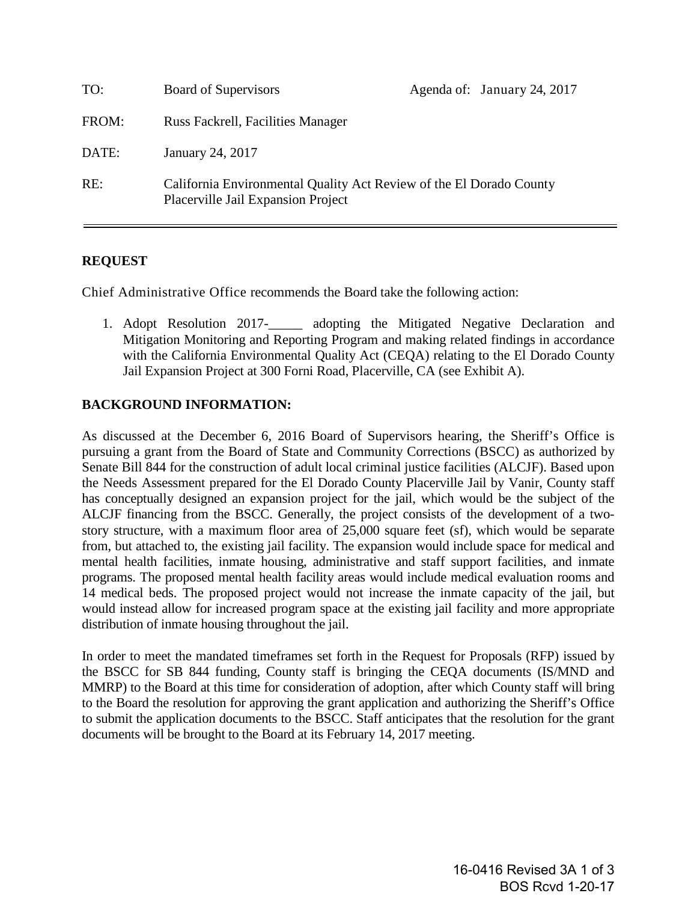| TO: | Board of Supervisors | Agenda of: January 24, 2017 |
|---|---|---|
| FROM: | Russ Fackrell, Facilities Manager | |
| DATE: | January 24, 2017 | |
| RE: | California Environmental Quality Act Review of the El Dorado County Placerville Jail Expansion Project | |

---

**REQUEST**

Chief Administrative Office recommends the Board take the following action:

1. Adopt Resolution 2017-_____ adopting the Mitigated Negative Declaration and Mitigation Monitoring and Reporting Program and making related findings in accordance with the California Environmental Quality Act (CEQA) relating to the El Dorado County Jail Expansion Project at 300 Forni Road, Placerville, CA (see Exhibit A).

**BACKGROUND INFORMATION:**

As discussed at the December 6, 2016 Board of Supervisors hearing, the Sheriff's Office is pursuing a grant from the Board of State and Community Corrections (BSCC) as authorized by Senate Bill 844 for the construction of adult local criminal justice facilities (ALCJF). Based upon the Needs Assessment prepared for the El Dorado County Placerville Jail by Vanir, County staff has conceptually designed an expansion project for the jail, which would be the subject of the ALCJF financing from the BSCC. Generally, the project consists of the development of a two-story structure, with a maximum floor area of 25,000 square feet (sf), which would be separate from, but attached to, the existing jail facility. The expansion would include space for medical and mental health facilities, inmate housing, administrative and staff support facilities, and inmate programs. The proposed mental health facility areas would include medical evaluation rooms and 14 medical beds. The proposed project would not increase the inmate capacity of the jail, but would instead allow for increased program space at the existing jail facility and more appropriate distribution of inmate housing throughout the jail.

In order to meet the mandated timeframes set forth in the Request for Proposals (RFP) issued by the BSCC for SB 844 funding, County staff is bringing the CEQA documents (IS/MND and MMRP) to the Board at this time for consideration of adoption, after which County staff will bring to the Board the resolution for approving the grant application and authorizing the Sheriff's Office to submit the application documents to the BSCC. Staff anticipates that the resolution for the grant documents will be brought to the Board at its February 14, 2017 meeting.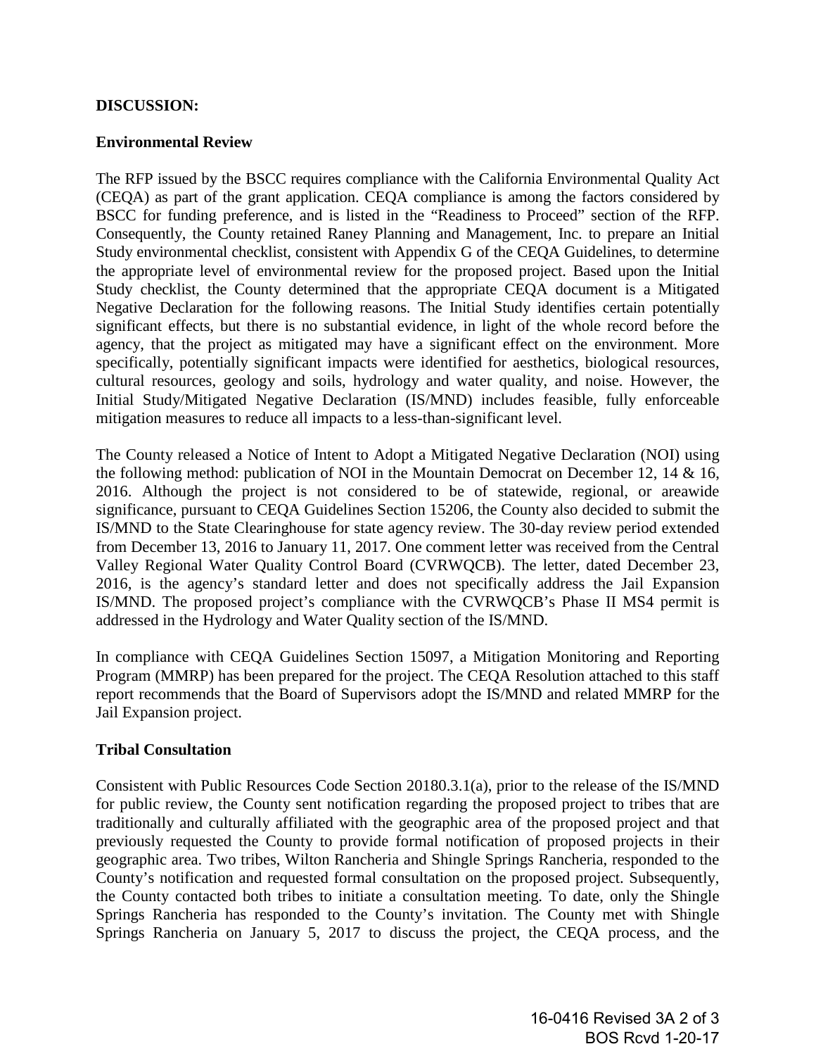**DISCUSSION:**

**Environmental Review**

The RFP issued by the BSCC requires compliance with the California Environmental Quality Act (CEQA) as part of the grant application. CEQA compliance is among the factors considered by BSCC for funding preference, and is listed in the "Readiness to Proceed" section of the RFP. Consequently, the County retained Raney Planning and Management, Inc. to prepare an Initial Study environmental checklist, consistent with Appendix G of the CEQA Guidelines, to determine the appropriate level of environmental review for the proposed project. Based upon the Initial Study checklist, the County determined that the appropriate CEQA document is a Mitigated Negative Declaration for the following reasons. The Initial Study identifies certain potentially significant effects, but there is no substantial evidence, in light of the whole record before the agency, that the project as mitigated may have a significant effect on the environment. More specifically, potentially significant impacts were identified for aesthetics, biological resources, cultural resources, geology and soils, hydrology and water quality, and noise. However, the Initial Study/Mitigated Negative Declaration (IS/MND) includes feasible, fully enforceable mitigation measures to reduce all impacts to a less-than-significant level.

The County released a Notice of Intent to Adopt a Mitigated Negative Declaration (NOI) using the following method: publication of NOI in the Mountain Democrat on December 12, 14 & 16, 2016. Although the project is not considered to be of statewide, regional, or areawide significance, pursuant to CEQA Guidelines Section 15206, the County also decided to submit the IS/MND to the State Clearinghouse for state agency review. The 30-day review period extended from December 13, 2016 to January 11, 2017. One comment letter was received from the Central Valley Regional Water Quality Control Board (CVRWQCB). The letter, dated December 23, 2016, is the agency's standard letter and does not specifically address the Jail Expansion IS/MND. The proposed project's compliance with the CVRWQCB's Phase II MS4 permit is addressed in the Hydrology and Water Quality section of the IS/MND.

In compliance with CEQA Guidelines Section 15097, a Mitigation Monitoring and Reporting Program (MMRP) has been prepared for the project. The CEQA Resolution attached to this staff report recommends that the Board of Supervisors adopt the IS/MND and related MMRP for the Jail Expansion project.

**Tribal Consultation**

Consistent with Public Resources Code Section 20180.3.1(a), prior to the release of the IS/MND for public review, the County sent notification regarding the proposed project to tribes that are traditionally and culturally affiliated with the geographic area of the proposed project and that previously requested the County to provide formal notification of proposed projects in their geographic area. Two tribes, Wilton Rancheria and Shingle Springs Rancheria, responded to the County's notification and requested formal consultation on the proposed project. Subsequently, the County contacted both tribes to initiate a consultation meeting. To date, only the Shingle Springs Rancheria has responded to the County's invitation. The County met with Shingle Springs Rancheria on January 5, 2017 to discuss the project, the CEQA process, and the

16-0416 Revised 3A 2 of 3
BOS Rcvd 1-20-17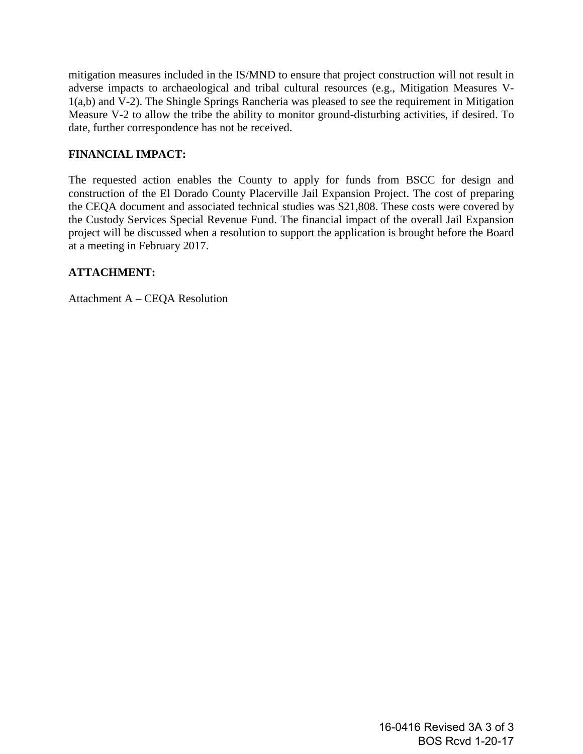mitigation measures included in the IS/MND to ensure that project construction will not result in adverse impacts to archaeological and tribal cultural resources (e.g., Mitigation Measures V-1(a,b) and V-2). The Shingle Springs Rancheria was pleased to see the requirement in Mitigation Measure V-2 to allow the tribe the ability to monitor ground-disturbing activities, if desired. To date, further correspondence has not be received.

**FINANCIAL IMPACT:**

The requested action enables the County to apply for funds from BSCC for design and construction of the El Dorado County Placerville Jail Expansion Project. The cost of preparing the CEQA document and associated technical studies was $21,808. These costs were covered by the Custody Services Special Revenue Fund. The financial impact of the overall Jail Expansion project will be discussed when a resolution to support the application is brought before the Board at a meeting in February 2017.

**ATTACHMENT:**

Attachment A – CEQA Resolution